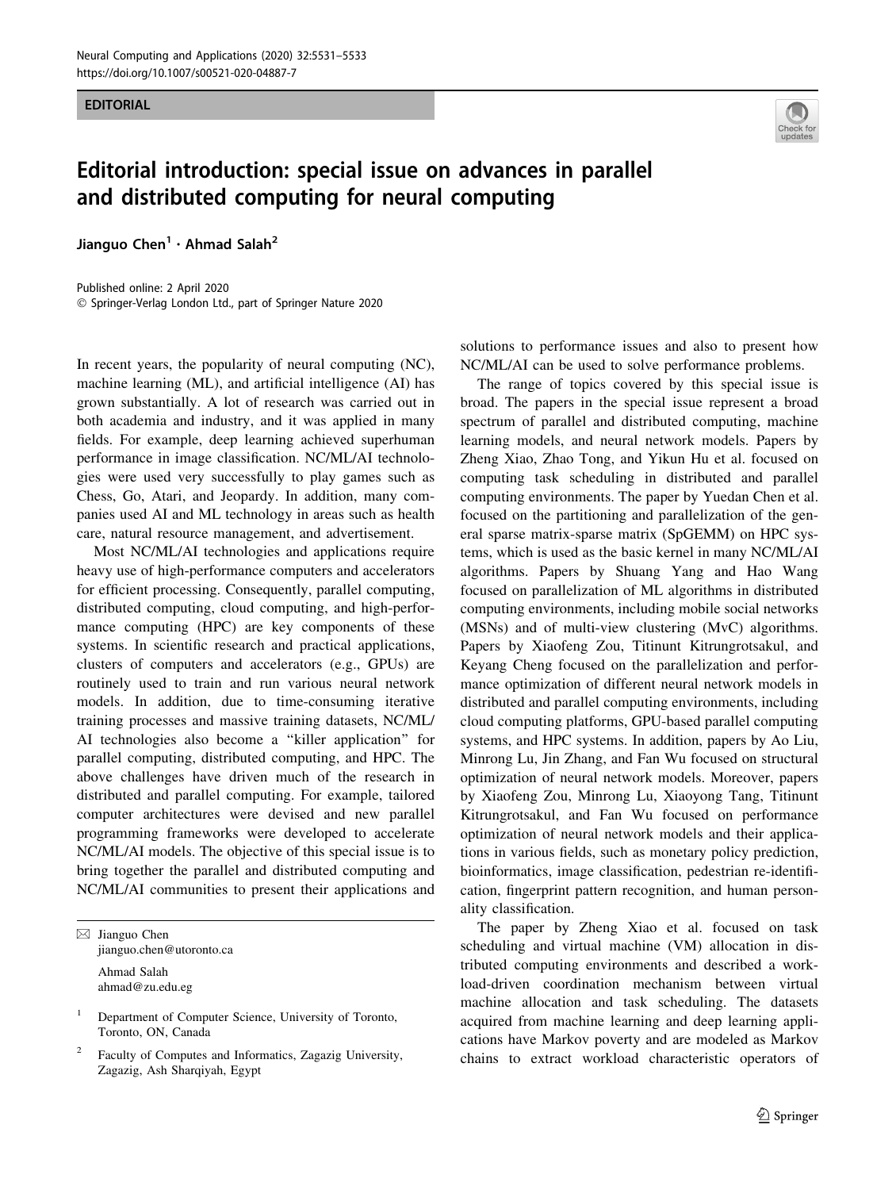EDITORIAL

# Editorial introduction: special issue on advances in parallel and distributed computing for neural computing

**Jianguo Chen[1] · Ahmad Salah[2]**

Published online: 2 April 2020
© Springer-Verlag London Ltd., part of Springer Nature 2020

In recent years, the popularity of neural computing (NC), machine learning (ML), and artificial intelligence (AI) has grown substantially. A lot of research was carried out in both academia and industry, and it was applied in many fields. For example, deep learning achieved superhuman performance in image classification. NC/ML/AI technologies were used very successfully to play games such as Chess, Go, Atari, and Jeopardy. In addition, many companies used AI and ML technology in areas such as health care, natural resource management, and advertisement.

Most NC/ML/AI technologies and applications require heavy use of high-performance computers and accelerators for efficient processing. Consequently, parallel computing, distributed computing, cloud computing, and high-performance computing (HPC) are key components of these systems. In scientific research and practical applications, clusters of computers and accelerators (e.g., GPUs) are routinely used to train and run various neural network models. In addition, due to time-consuming iterative training processes and massive training datasets, NC/ML/AI technologies also become a "killer application" for parallel computing, distributed computing, and HPC. The above challenges have driven much of the research in distributed and parallel computing. For example, tailored computer architectures were devised and new parallel programming frameworks were developed to accelerate NC/ML/AI models. The objective of this special issue is to bring together the parallel and distributed computing and NC/ML/AI communities to present their applications and solutions to performance issues and also to present how NC/ML/AI can be used to solve performance problems.

The range of topics covered by this special issue is broad. The papers in the special issue represent a broad spectrum of parallel and distributed computing, machine learning models, and neural network models. Papers by Zheng Xiao, Zhao Tong, and Yikun Hu et al. focused on computing task scheduling in distributed and parallel computing environments. The paper by Yuedan Chen et al. focused on the partitioning and parallelization of the general sparse matrix-sparse matrix (SpGEMM) on HPC systems, which is used as the basic kernel in many NC/ML/AI algorithms. Papers by Shuang Yang and Hao Wang focused on parallelization of ML algorithms in distributed computing environments, including mobile social networks (MSNs) and of multi-view clustering (MvC) algorithms. Papers by Xiaofeng Zou, Titinunt Kitrungrotsakul, and Keyang Cheng focused on the parallelization and performance optimization of different neural network models in distributed and parallel computing environments, including cloud computing platforms, GPU-based parallel computing systems, and HPC systems. In addition, papers by Ao Liu, Minrong Lu, Jin Zhang, and Fan Wu focused on structural optimization of neural network models. Moreover, papers by Xiaofeng Zou, Minrong Lu, Xiaoyong Tang, Titinunt Kitrungrotsakul, and Fan Wu focused on performance optimization of neural network models and their applications in various fields, such as monetary policy prediction, bioinformatics, image classification, pedestrian re-identification, fingerprint pattern recognition, and human personality classification.

The paper by Zheng Xiao et al. focused on task scheduling and virtual machine (VM) allocation in distributed computing environments and described a workload-driven coordination mechanism between virtual machine allocation and task scheduling. The datasets acquired from machine learning and deep learning applications have Markov poverty and are modeled as Markov chains to extract workload characteristic operators of

✉ Jianguo Chen
jianguo.chen@utoronto.ca

Ahmad Salah
ahmad@zu.edu.eg

[1] Department of Computer Science, University of Toronto, Toronto, ON, Canada

[2] Faculty of Computes and Informatics, Zagazig University, Zagazig, Ash Sharqiyah, Egypt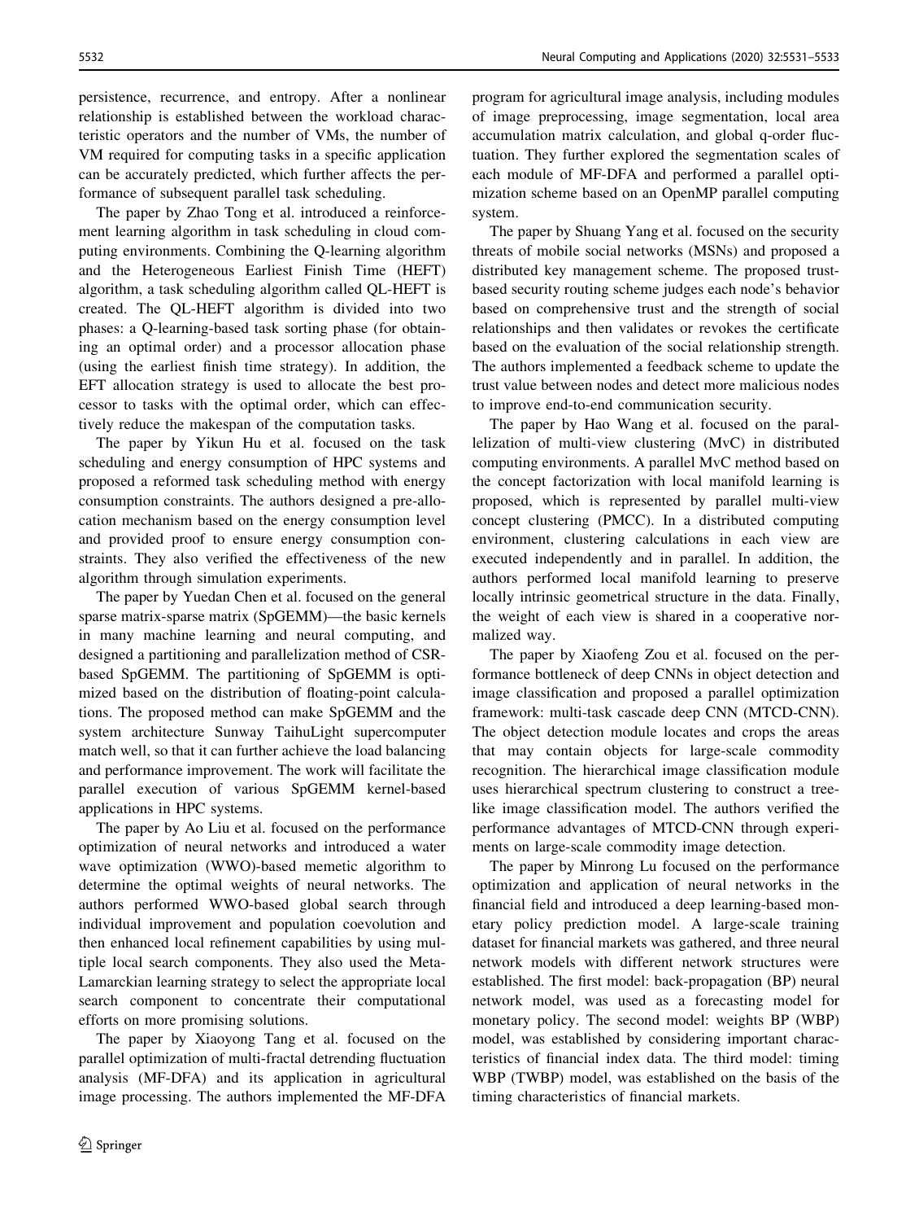persistence, recurrence, and entropy. After a nonlinear relationship is established between the workload characteristic operators and the number of VMs, the number of VM required for computing tasks in a specific application can be accurately predicted, which further affects the performance of subsequent parallel task scheduling.

The paper by Zhao Tong et al. introduced a reinforcement learning algorithm in task scheduling in cloud computing environments. Combining the Q-learning algorithm and the Heterogeneous Earliest Finish Time (HEFT) algorithm, a task scheduling algorithm called QL-HEFT is created. The QL-HEFT algorithm is divided into two phases: a Q-learning-based task sorting phase (for obtaining an optimal order) and a processor allocation phase (using the earliest finish time strategy). In addition, the EFT allocation strategy is used to allocate the best processor to tasks with the optimal order, which can effectively reduce the makespan of the computation tasks.

The paper by Yikun Hu et al. focused on the task scheduling and energy consumption of HPC systems and proposed a reformed task scheduling method with energy consumption constraints. The authors designed a pre-allocation mechanism based on the energy consumption level and provided proof to ensure energy consumption constraints. They also verified the effectiveness of the new algorithm through simulation experiments.

The paper by Yuedan Chen et al. focused on the general sparse matrix-sparse matrix (SpGEMM)—the basic kernels in many machine learning and neural computing, and designed a partitioning and parallelization method of CSR-based SpGEMM. The partitioning of SpGEMM is optimized based on the distribution of floating-point calculations. The proposed method can make SpGEMM and the system architecture Sunway TaihuLight supercomputer match well, so that it can further achieve the load balancing and performance improvement. The work will facilitate the parallel execution of various SpGEMM kernel-based applications in HPC systems.

The paper by Ao Liu et al. focused on the performance optimization of neural networks and introduced a water wave optimization (WWO)-based memetic algorithm to determine the optimal weights of neural networks. The authors performed WWO-based global search through individual improvement and population coevolution and then enhanced local refinement capabilities by using multiple local search components. They also used the Meta-Lamarckian learning strategy to select the appropriate local search component to concentrate their computational efforts on more promising solutions.

The paper by Xiaoyong Tang et al. focused on the parallel optimization of multi-fractal detrending fluctuation analysis (MF-DFA) and its application in agricultural image processing. The authors implemented the MF-DFA program for agricultural image analysis, including modules of image preprocessing, image segmentation, local area accumulation matrix calculation, and global q-order fluctuation. They further explored the segmentation scales of each module of MF-DFA and performed a parallel optimization scheme based on an OpenMP parallel computing system.

The paper by Shuang Yang et al. focused on the security threats of mobile social networks (MSNs) and proposed a distributed key management scheme. The proposed trust-based security routing scheme judges each node's behavior based on comprehensive trust and the strength of social relationships and then validates or revokes the certificate based on the evaluation of the social relationship strength. The authors implemented a feedback scheme to update the trust value between nodes and detect more malicious nodes to improve end-to-end communication security.

The paper by Hao Wang et al. focused on the parallelization of multi-view clustering (MvC) in distributed computing environments. A parallel MvC method based on the concept factorization with local manifold learning is proposed, which is represented by parallel multi-view concept clustering (PMCC). In a distributed computing environment, clustering calculations in each view are executed independently and in parallel. In addition, the authors performed local manifold learning to preserve locally intrinsic geometrical structure in the data. Finally, the weight of each view is shared in a cooperative normalized way.

The paper by Xiaofeng Zou et al. focused on the performance bottleneck of deep CNNs in object detection and image classification and proposed a parallel optimization framework: multi-task cascade deep CNN (MTCD-CNN). The object detection module locates and crops the areas that may contain objects for large-scale commodity recognition. The hierarchical image classification module uses hierarchical spectrum clustering to construct a tree-like image classification model. The authors verified the performance advantages of MTCD-CNN through experiments on large-scale commodity image detection.

The paper by Minrong Lu focused on the performance optimization and application of neural networks in the financial field and introduced a deep learning-based monetary policy prediction model. A large-scale training dataset for financial markets was gathered, and three neural network models with different network structures were established. The first model: back-propagation (BP) neural network model, was used as a forecasting model for monetary policy. The second model: weights BP (WBP) model, was established by considering important characteristics of financial index data. The third model: timing WBP (TWBP) model, was established on the basis of the timing characteristics of financial markets.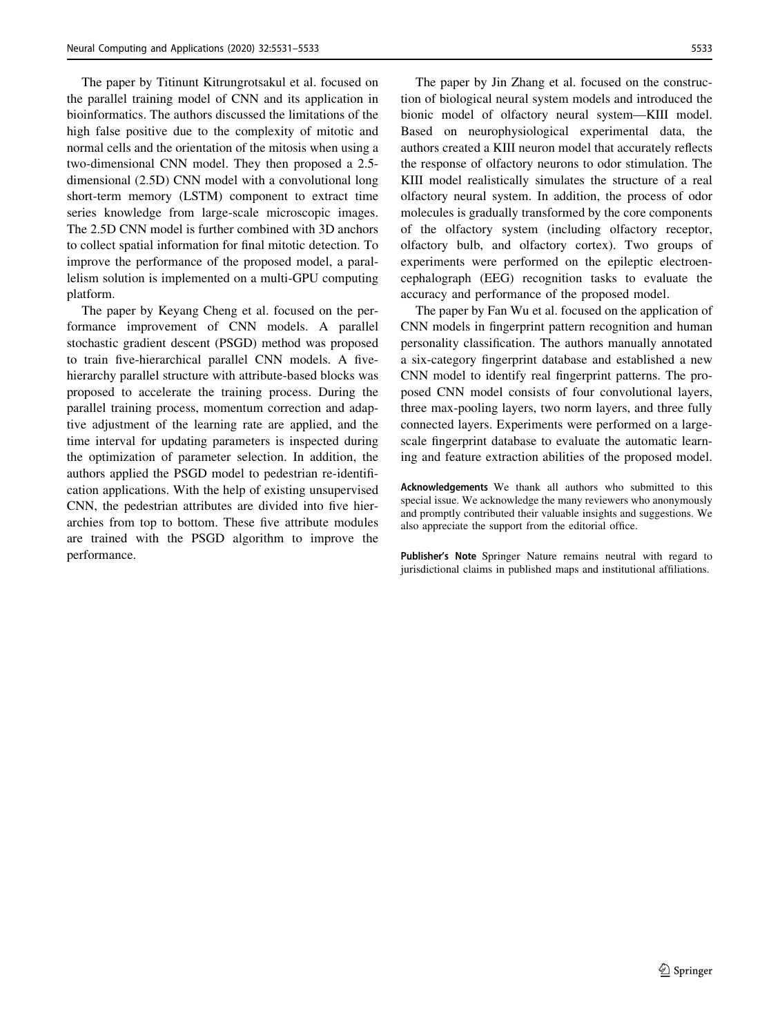The paper by Titinunt Kitrungrotsakul et al. focused on the parallel training model of CNN and its application in bioinformatics. The authors discussed the limitations of the high false positive due to the complexity of mitotic and normal cells and the orientation of the mitosis when using a two-dimensional CNN model. They then proposed a 2.5-dimensional (2.5D) CNN model with a convolutional long short-term memory (LSTM) component to extract time series knowledge from large-scale microscopic images. The 2.5D CNN model is further combined with 3D anchors to collect spatial information for final mitotic detection. To improve the performance of the proposed model, a parallelism solution is implemented on a multi-GPU computing platform.

The paper by Keyang Cheng et al. focused on the performance improvement of CNN models. A parallel stochastic gradient descent (PSGD) method was proposed to train five-hierarchical parallel CNN models. A five-hierarchy parallel structure with attribute-based blocks was proposed to accelerate the training process. During the parallel training process, momentum correction and adaptive adjustment of the learning rate are applied, and the time interval for updating parameters is inspected during the optimization of parameter selection. In addition, the authors applied the PSGD model to pedestrian re-identification applications. With the help of existing unsupervised CNN, the pedestrian attributes are divided into five hierarchies from top to bottom. These five attribute modules are trained with the PSGD algorithm to improve the performance.

The paper by Jin Zhang et al. focused on the construction of biological neural system models and introduced the bionic model of olfactory neural system—KIII model. Based on neurophysiological experimental data, the authors created a KIII neuron model that accurately reflects the response of olfactory neurons to odor stimulation. The KIII model realistically simulates the structure of a real olfactory neural system. In addition, the process of odor molecules is gradually transformed by the core components of the olfactory system (including olfactory receptor, olfactory bulb, and olfactory cortex). Two groups of experiments were performed on the epileptic electroencephalograph (EEG) recognition tasks to evaluate the accuracy and performance of the proposed model.

The paper by Fan Wu et al. focused on the application of CNN models in fingerprint pattern recognition and human personality classification. The authors manually annotated a six-category fingerprint database and established a new CNN model to identify real fingerprint patterns. The proposed CNN model consists of four convolutional layers, three max-pooling layers, two norm layers, and three fully connected layers. Experiments were performed on a large-scale fingerprint database to evaluate the automatic learning and feature extraction abilities of the proposed model.

**Acknowledgements** We thank all authors who submitted to this special issue. We acknowledge the many reviewers who anonymously and promptly contributed their valuable insights and suggestions. We also appreciate the support from the editorial office.

**Publisher's Note** Springer Nature remains neutral with regard to jurisdictional claims in published maps and institutional affiliations.